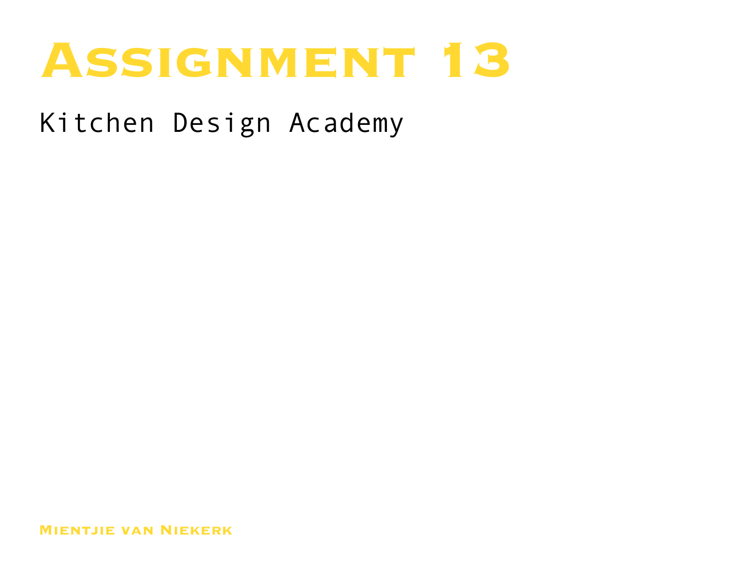# Assignment 13

Kitchen Design Academy

Mientjie van Niekerk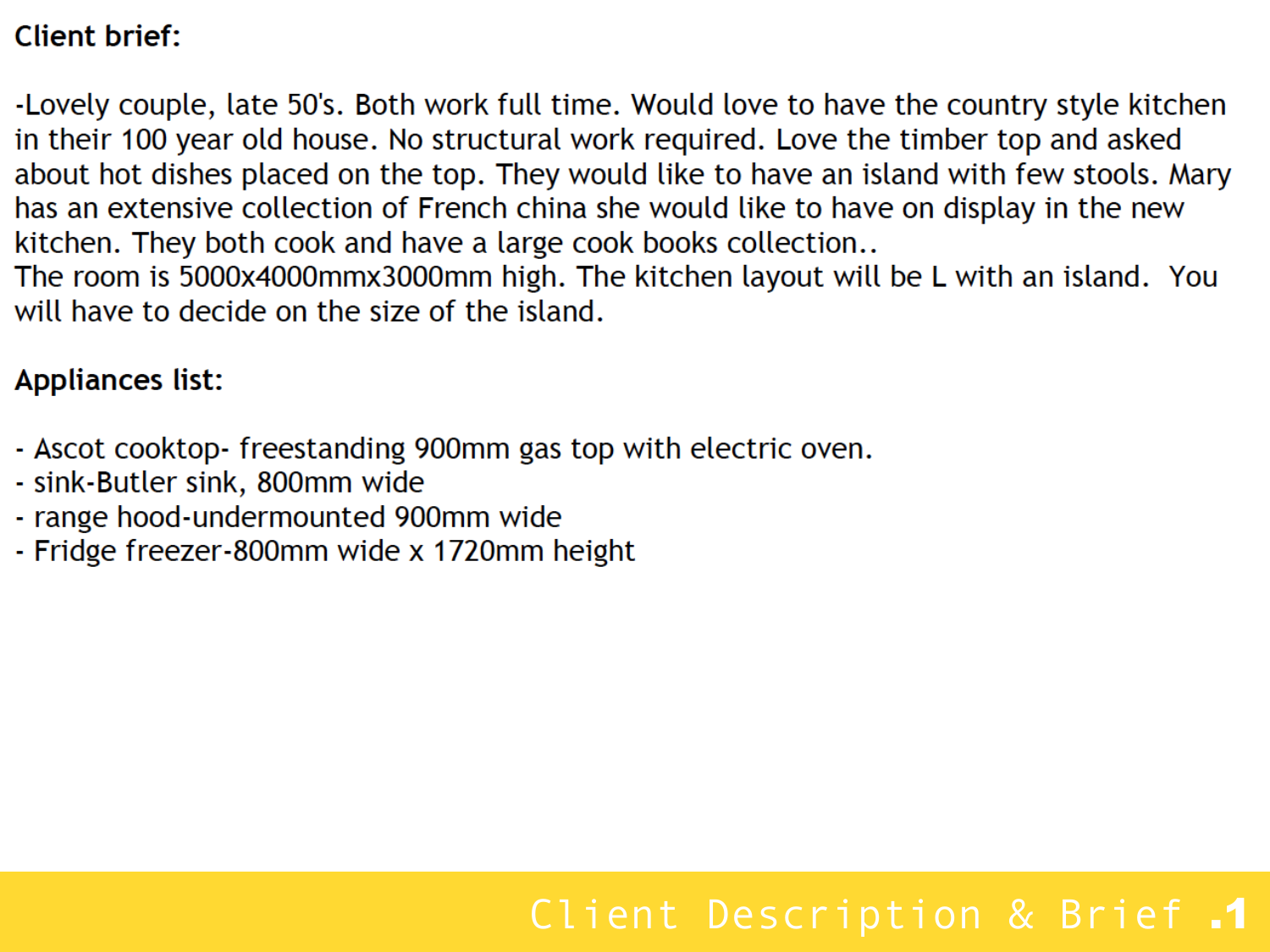**Client brief:**

-Lovely couple, late 50's. Both work full time. Would love to have the country style kitchen in their 100 year old house. No structural work required. Love the timber top and asked about hot dishes placed on the top. They would like to have an island with few stools. Mary has an extensive collection of French china she would like to have on display in the new kitchen. They both cook and have a large cook books collection..
The room is 5000x4000mmx3000mm high. The kitchen layout will be L with an island. You will have to decide on the size of the island.

**Appliances list:**

- Ascot cooktop- freestanding 900mm gas top with electric oven.
- sink-Butler sink, 800mm wide
- range hood-undermounted 900mm wide
- Fridge freezer-800mm wide x 1720mm height

Client Description & Brief .1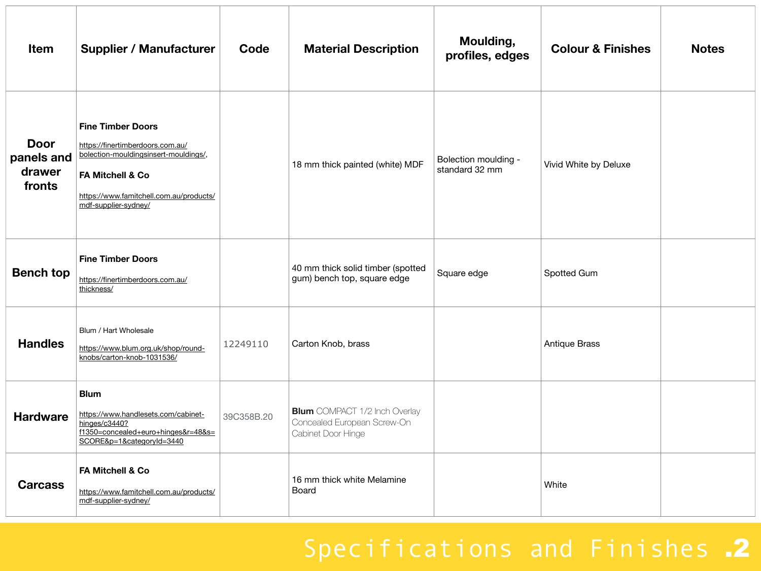| Item | Supplier / Manufacturer | Code | Material Description | Moulding, profiles, edges | Colour & Finishes | Notes |
|---|---|---|---|---|---|---|
| Door panels and drawer fronts | **Fine Timber Doors** https://finertimberdoors.com.au/bolection-mouldingsinsert-mouldings/, **FA Mitchell & Co** https://www.famitchell.com.au/products/mdf-supplier-sydney/ | | 18 mm thick painted (white) MDF | Bolection moulding - standard 32 mm | Vivid White by Deluxe | |
| Bench top | **Fine Timber Doors** https://finertimberdoors.com.au/thickness/ | | 40 mm thick solid timber (spotted gum) bench top, square edge | Square edge | Spotted Gum | |
| Handles | Blum / Hart Wholesale https://www.blum.org.uk/shop/round-knobs/carton-knob-1031536/ | 12249110 | Carton Knob, brass | | Antique Brass | |
| Hardware | **Blum** https://www.handlesets.com/cabinet-hinges/c3440?f1350=concealed+euro+hinges&r=48&s=SCORE&p=1&categoryId=3440 | 39C358B.20 | **Blum** COMPACT 1/2 Inch Overlay Concealed European Screw-On Cabinet Door Hinge | | | |
| Carcass | **FA Mitchell & Co** https://www.famitchell.com.au/products/mdf-supplier-sydney/ | | 16 mm thick white Melamine Board | | White | |

Specifications and Finishes **.2**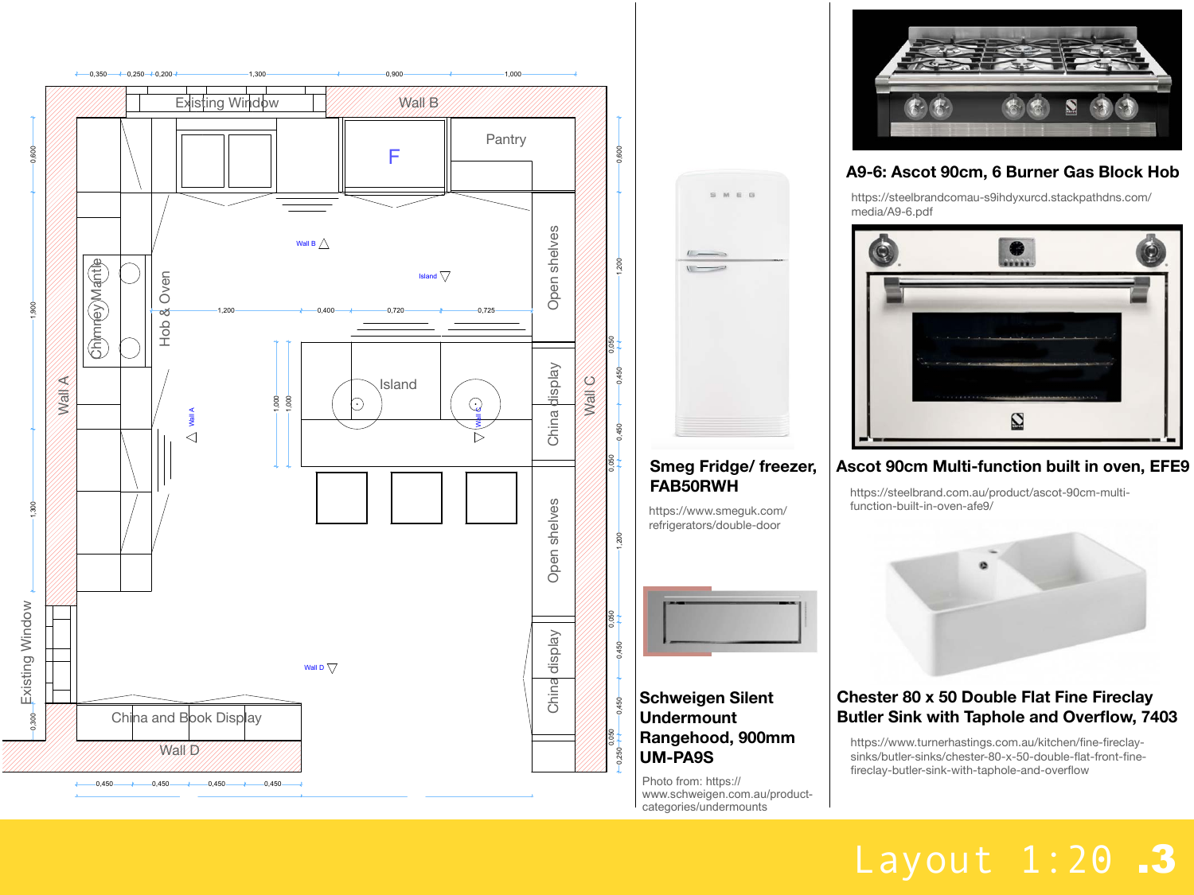Existing Window

Wall B

Pantry

F

Open shelves

China display

Wall C

Open shelves

China display

Chimney Mantle

Hob & Oven

Island

Wall A

Existing Window

China and Book Display

Wall D

Smeg Fridge/ freezer, FAB50RWH

https://www.smeguk.com/refrigerators/double-door

Schweigen Silent Undermount Rangehood, 900mm UM-PA9S

Photo from: https://www.schweigen.com.au/product-categories/undermounts

A9-6: Ascot 90cm, 6 Burner Gas Block Hob

https://steelbrandcomau-s9ihdyxurcd.stackpathdns.com/media/A9-6.pdf

Ascot 90cm Multi-function built in oven, EFE9

https://steelbrand.com.au/product/ascot-90cm-multi-function-built-in-oven-afe9/

Chester 80 x 50 Double Flat Fine Fireclay Butler Sink with Taphole and Overflow, 7403

https://www.turnerhastings.com.au/kitchen/fine-fireclay-sinks/butler-sinks/chester-80-x-50-double-flat-front-fine-fireclay-butler-sink-with-taphole-and-overflow

Layout 1:20 .3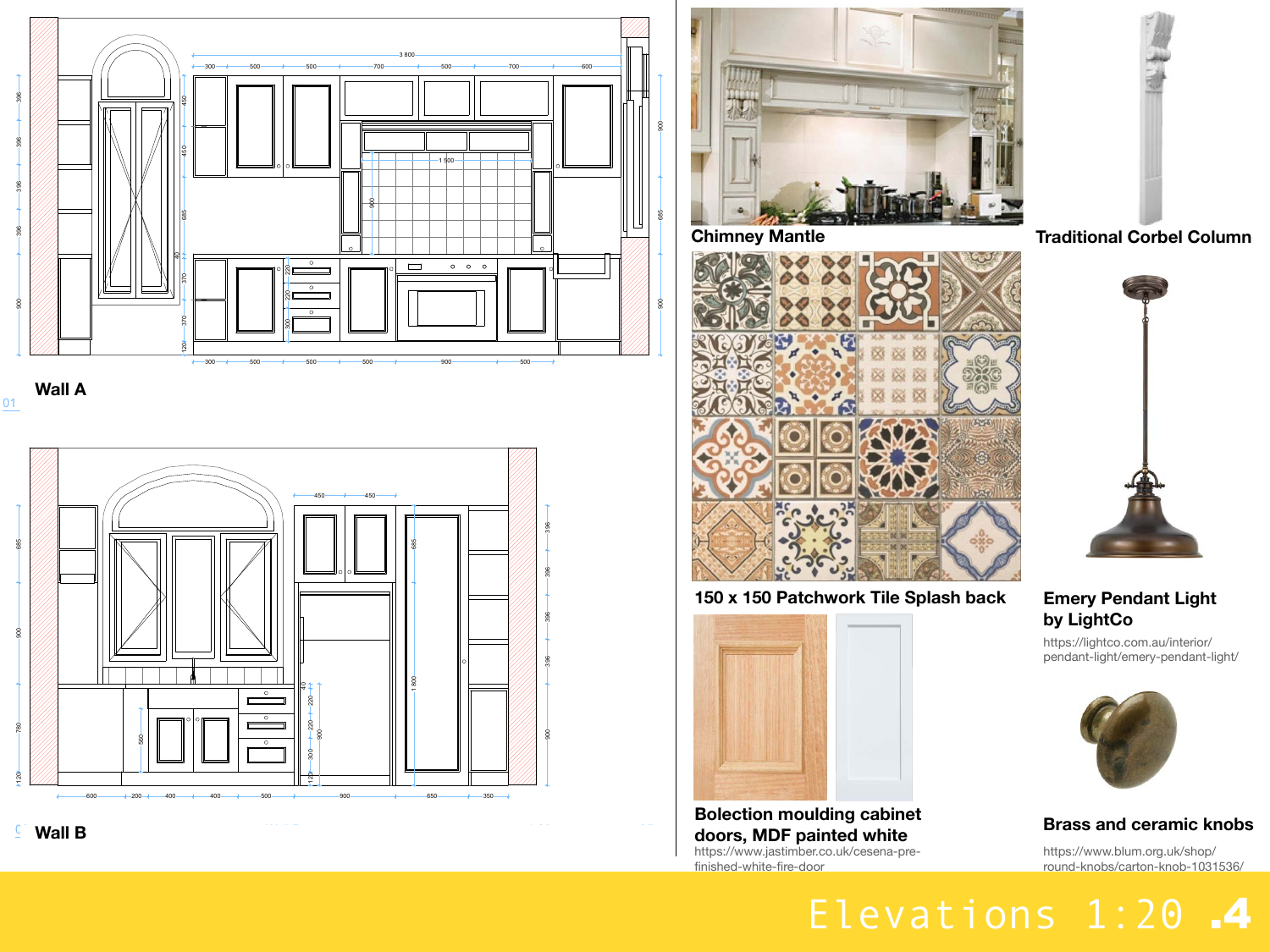Wall A

Wall B

Chimney Mantle

Traditional Corbel Column

150 x 150 Patchwork Tile Splash back

Emery Pendant Light by LightCo

https://lightco.com.au/interior/pendant-light/emery-pendant-light/

Bolection moulding cabinet doors, MDF painted white

https://www.jastimber.co.uk/cesena-pre-finished-white-fire-door

Brass and ceramic knobs

https://www.blum.org.uk/shop/round-knobs/carton-knob-1031536/

# Elevations 1:20 .4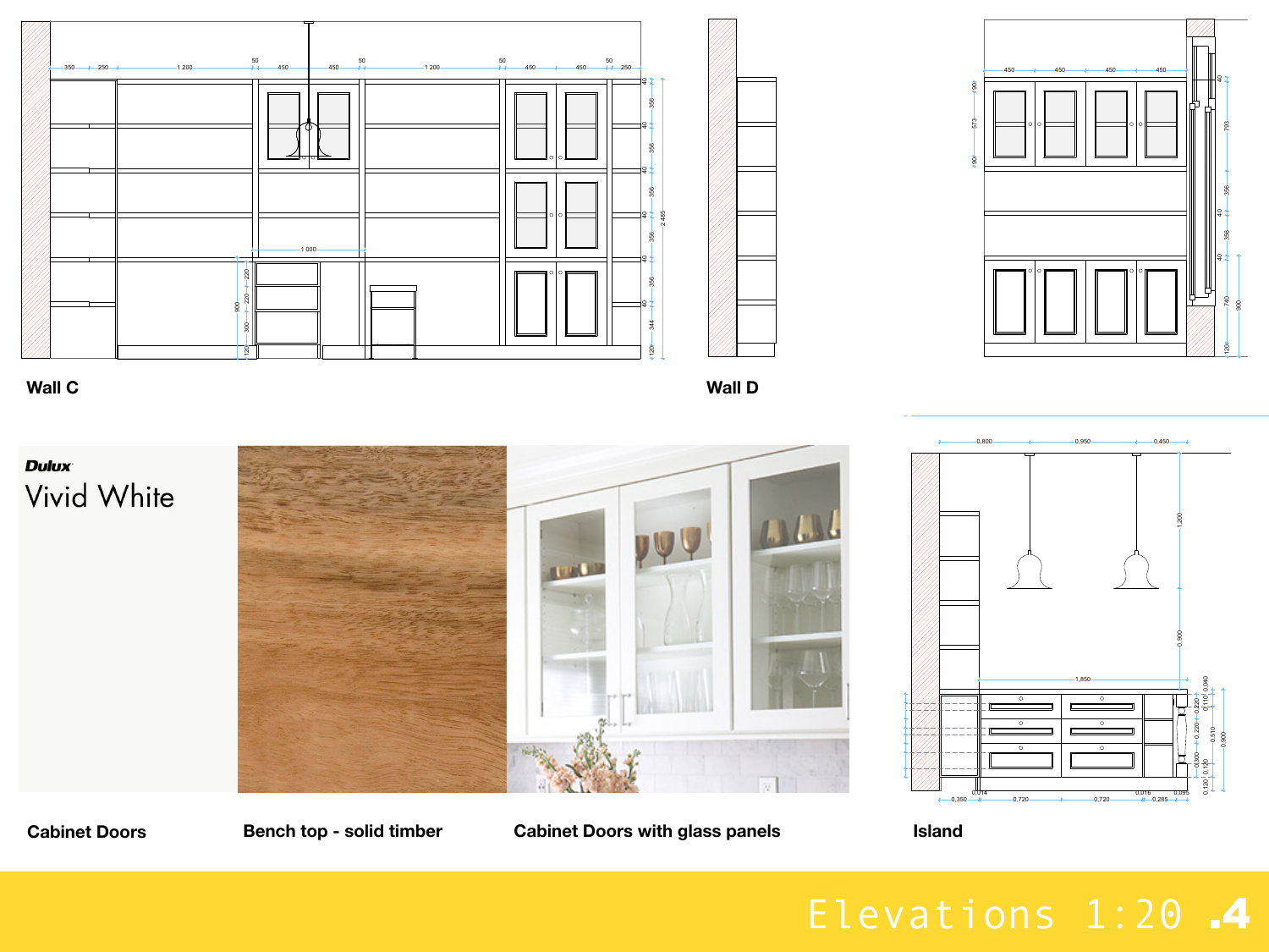Wall C

Wall D

Dulux
Vivid White

Cabinet Doors

Bench top - solid timber

Cabinet Doors with glass panels

Island

# Elevations 1:20 .4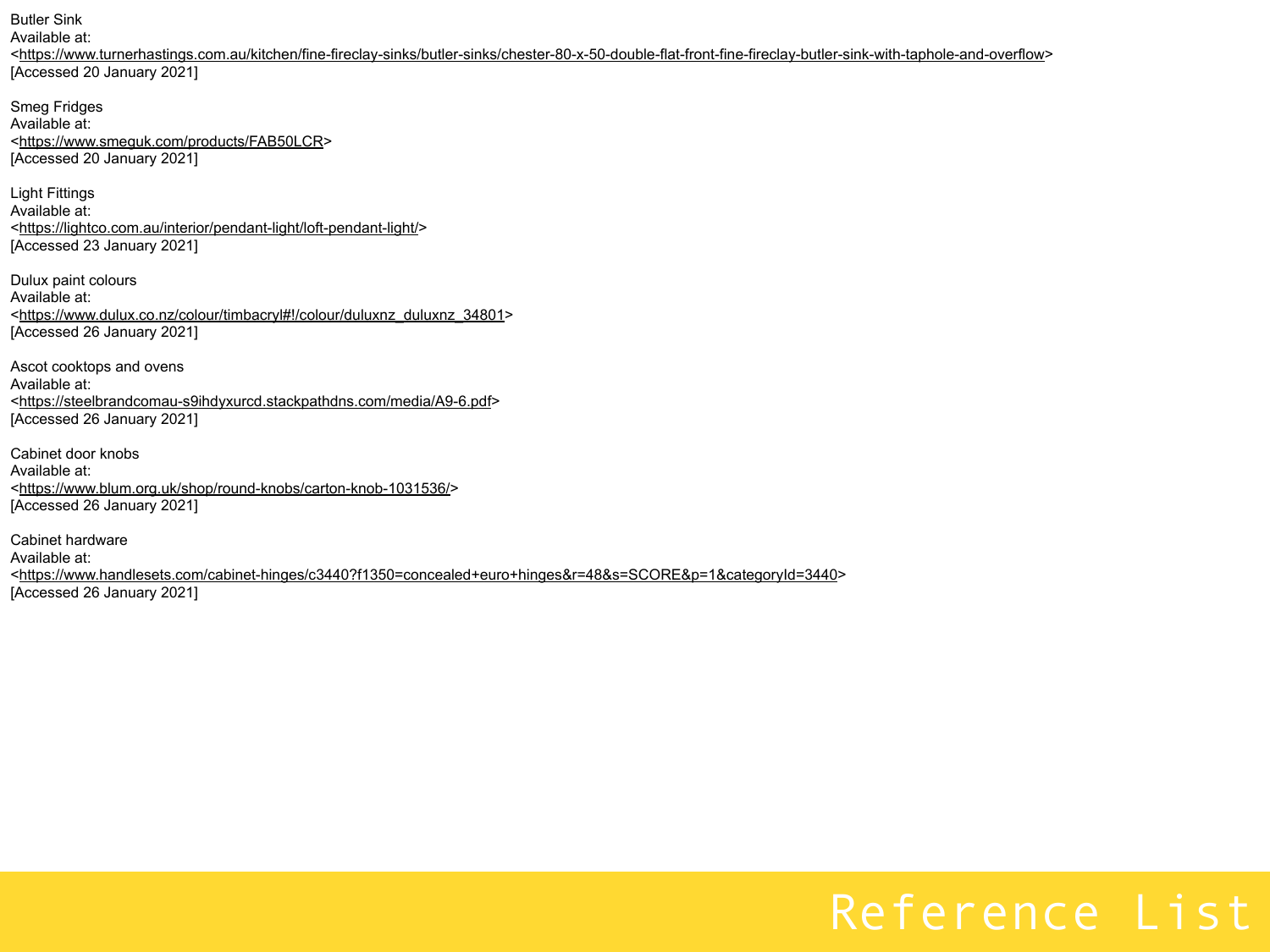# Reference List

Butler Sink
Available at:
<https://www.turnerhastings.com.au/kitchen/fine-fireclay-sinks/butler-sinks/chester-80-x-50-double-flat-front-fine-fireclay-butler-sink-with-taphole-and-overflow>
[Accessed 20 January 2021]

Smeg Fridges
Available at:
<https://www.smeguk.com/products/FAB50LCR>
[Accessed 20 January 2021]

Light Fittings
Available at:
<https://lightco.com.au/interior/pendant-light/loft-pendant-light/>
[Accessed 23 January 2021]

Dulux paint colours
Available at:
<https://www.dulux.co.nz/colour/timbacryl#!/colour/duluxnz_duluxnz_34801>
[Accessed 26 January 2021]

Ascot cooktops and ovens
Available at:
<https://steelbrandcomau-s9ihdyxurcd.stackpathdns.com/media/A9-6.pdf>
[Accessed 26 January 2021]

Cabinet door knobs
Available at:
<https://www.blum.org.uk/shop/round-knobs/carton-knob-1031536/>
[Accessed 26 January 2021]

Cabinet hardware
Available at:
<https://www.handlesets.com/cabinet-hinges/c3440?f1350=concealed+euro+hinges&r=48&s=SCORE&p=1&categoryId=3440>
[Accessed 26 January 2021]